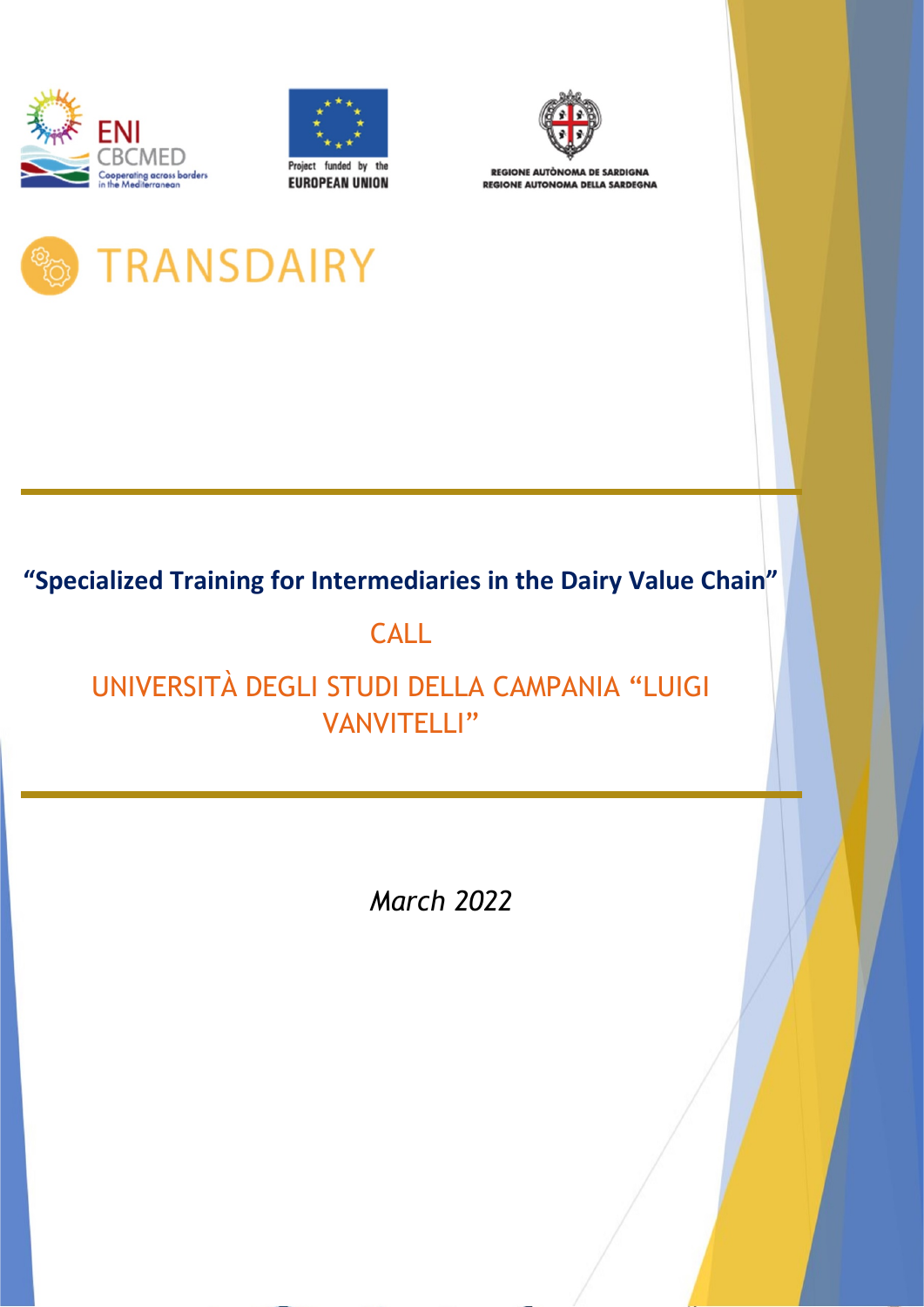ENI CBCMED
Cooperating across borders in the Mediterranean

Project funded by the EUROPEAN UNION

REGIONE AUTÒNOMA DE SARDIGNA
REGIONE AUTONOMA DELLA SARDEGNA

# TRANSDAIRY

## “Specialized Training for Intermediaries in the Dairy Value Chain”

## CALL

## UNIVERSITÀ DEGLI STUDI DELLA CAMPANIA “LUIGI VANVITELLI”

*March 2022*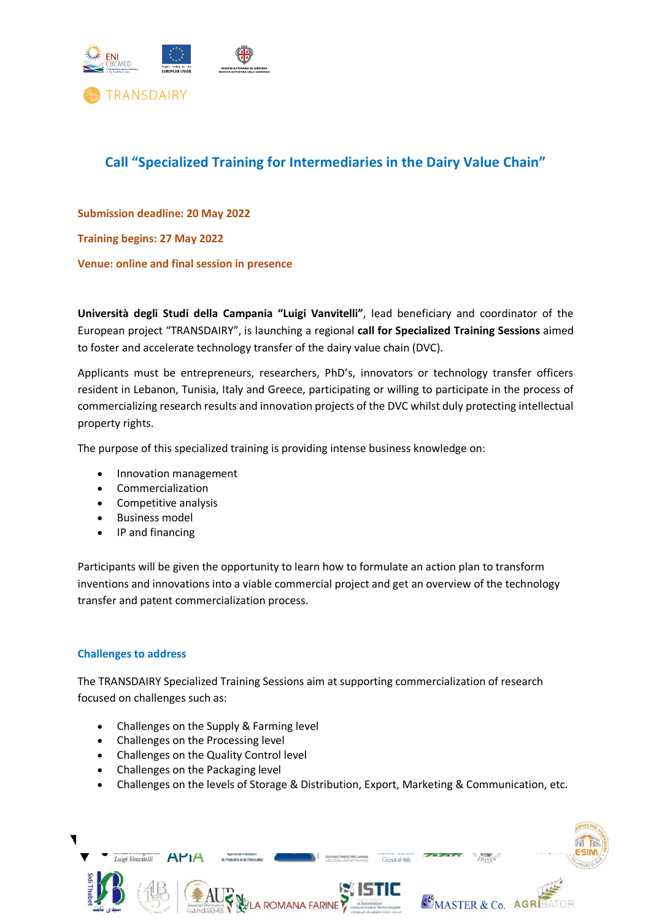# Call "Specialized Training for Intermediaries in the Dairy Value Chain"

**Submission deadline: 20 May 2022**

**Training begins: 27 May 2022**

**Venue: online and final session in presence**

**Università degli Studi della Campania "Luigi Vanvitelli"**, lead beneficiary and coordinator of the European project "TRANSDAIRY", is launching a regional **call for Specialized Training Sessions** aimed to foster and accelerate technology transfer of the dairy value chain (DVC).

Applicants must be entrepreneurs, researchers, PhD's, innovators or technology transfer officers resident in Lebanon, Tunisia, Italy and Greece, participating or willing to participate in the process of commercializing research results and innovation projects of the DVC whilst duly protecting intellectual property rights.

The purpose of this specialized training is providing intense business knowledge on:

- Innovation management
- Commercialization
- Competitive analysis
- Business model
- IP and financing

Participants will be given the opportunity to learn how to formulate an action plan to transform inventions and innovations into a viable commercial project and get an overview of the technology transfer and patent commercialization process.

## Challenges to address

The TRANSDAIRY Specialized Training Sessions aim at supporting commercialization of research focused on challenges such as:

- Challenges on the Supply & Farming level
- Challenges on the Processing level
- Challenges on the Quality Control level
- Challenges on the Packaging level
- Challenges on the levels of Storage & Distribution, Export, Marketing & Communication, etc.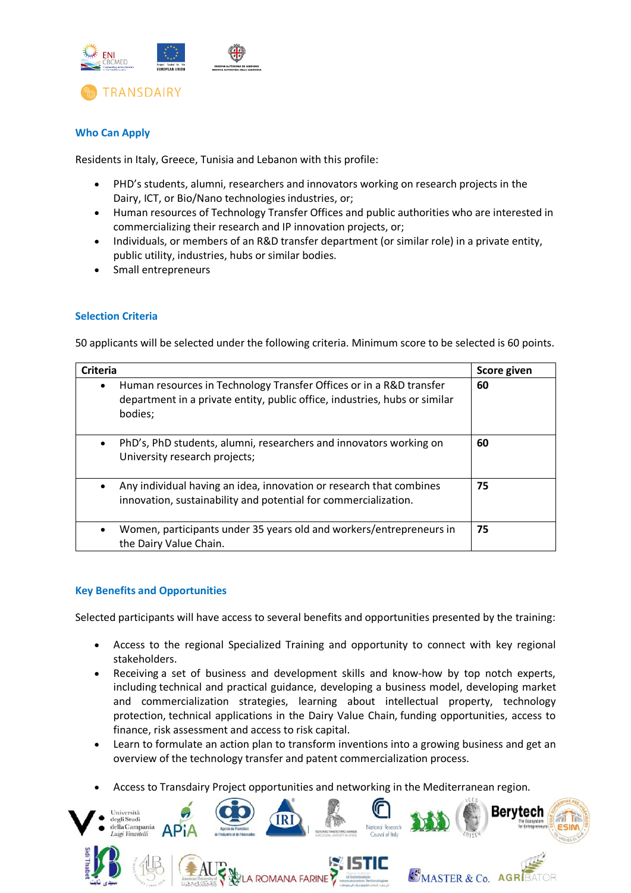### Who Can Apply

Residents in Italy, Greece, Tunisia and Lebanon with this profile:

- PHD's students, alumni, researchers and innovators working on research projects in the Dairy, ICT, or Bio/Nano technologies industries, or;
- Human resources of Technology Transfer Offices and public authorities who are interested in commercializing their research and IP innovation projects, or;
- Individuals, or members of an R&D transfer department (or similar role) in a private entity, public utility, industries, hubs or similar bodies.
- Small entrepreneurs

### Selection Criteria

50 applicants will be selected under the following criteria. Minimum score to be selected is 60 points.

| Criteria | Score given |
| --- | --- |
| • Human resources in Technology Transfer Offices or in a R&D transfer department in a private entity, public office, industries, hubs or similar bodies; | **60** |
| • PhD's, PhD students, alumni, researchers and innovators working on University research projects; | **60** |
| • Any individual having an idea, innovation or research that combines innovation, sustainability and potential for commercialization. | **75** |
| • Women, participants under 35 years old and workers/entrepreneurs in the Dairy Value Chain. | **75** |

### Key Benefits and Opportunities

Selected participants will have access to several benefits and opportunities presented by the training:

- Access to the regional Specialized Training and opportunity to connect with key regional stakeholders.
- Receiving a set of business and development skills and know-how by top notch experts, including technical and practical guidance, developing a business model, developing market and commercialization strategies, learning about intellectual property, technology protection, technical applications in the Dairy Value Chain, funding opportunities, access to finance, risk assessment and access to risk capital.
- Learn to formulate an action plan to transform inventions into a growing business and get an overview of the technology transfer and patent commercialization process.
- Access to Transdairy Project opportunities and networking in the Mediterranean region.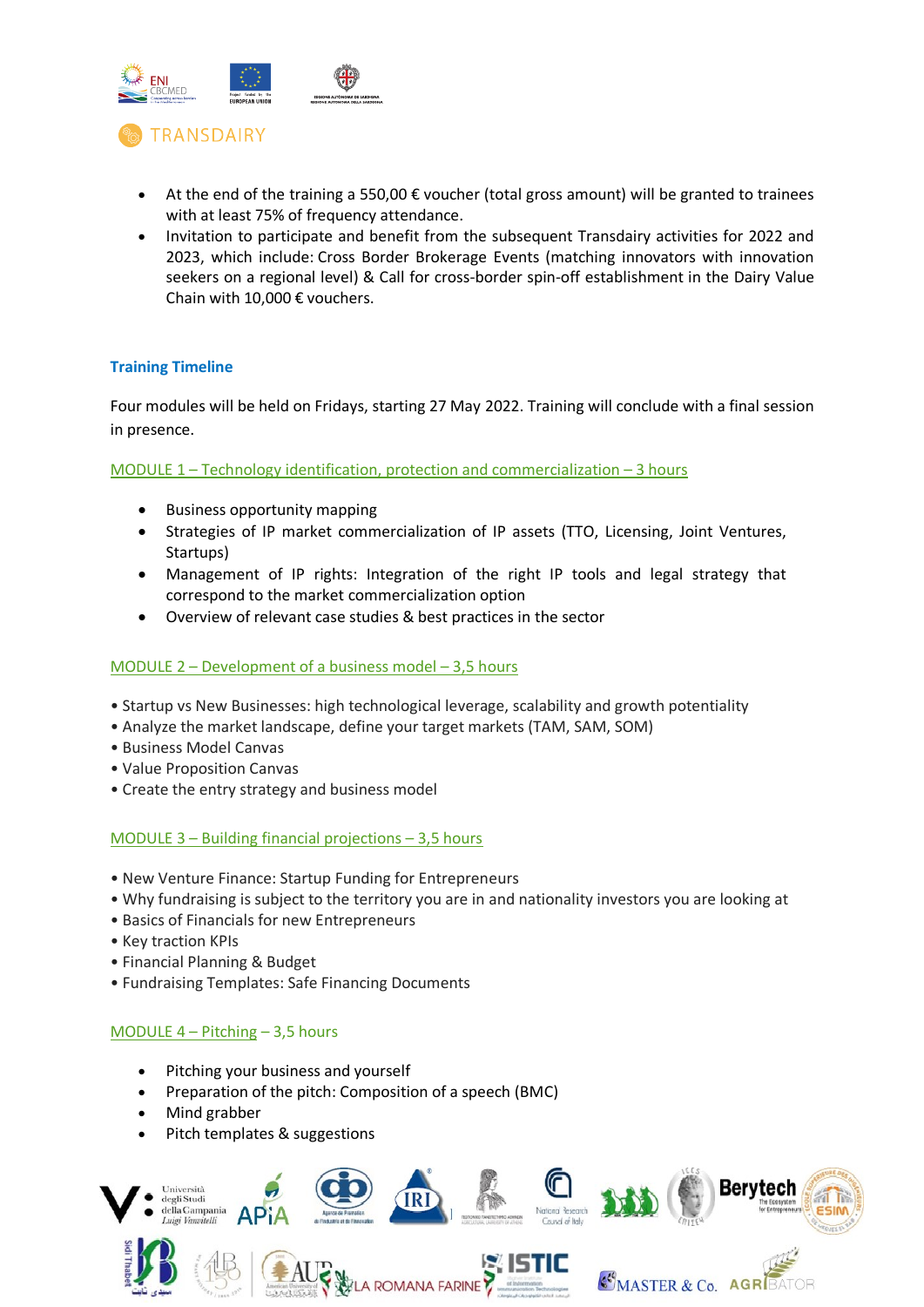- At the end of the training a 550,00 € voucher (total gross amount) will be granted to trainees with at least 75% of frequency attendance.
- Invitation to participate and benefit from the subsequent Transdairy activities for 2022 and 2023, which include: Cross Border Brokerage Events (matching innovators with innovation seekers on a regional level) & Call for cross-border spin-off establishment in the Dairy Value Chain with 10,000 € vouchers.

## Training Timeline

Four modules will be held on Fridays, starting 27 May 2022. Training will conclude with a final session in presence.

### MODULE 1 – Technology identification, protection and commercialization – 3 hours

- Business opportunity mapping
- Strategies of IP market commercialization of IP assets (TTO, Licensing, Joint Ventures, Startups)
- Management of IP rights: Integration of the right IP tools and legal strategy that correspond to the market commercialization option
- Overview of relevant case studies & best practices in the sector

### MODULE 2 – Development of a business model – 3,5 hours

- Startup vs New Businesses: high technological leverage, scalability and growth potentiality
- Analyze the market landscape, define your target markets (TAM, SAM, SOM)
- Business Model Canvas
- Value Proposition Canvas
- Create the entry strategy and business model

### MODULE 3 – Building financial projections – 3,5 hours

- New Venture Finance: Startup Funding for Entrepreneurs
- Why fundraising is subject to the territory you are in and nationality investors you are looking at
- Basics of Financials for new Entrepreneurs
- Key traction KPIs
- Financial Planning & Budget
- Fundraising Templates: Safe Financing Documents

### MODULE 4 – Pitching – 3,5 hours

- Pitching your business and yourself
- Preparation of the pitch: Composition of a speech (BMC)
- Mind grabber
- Pitch templates & suggestions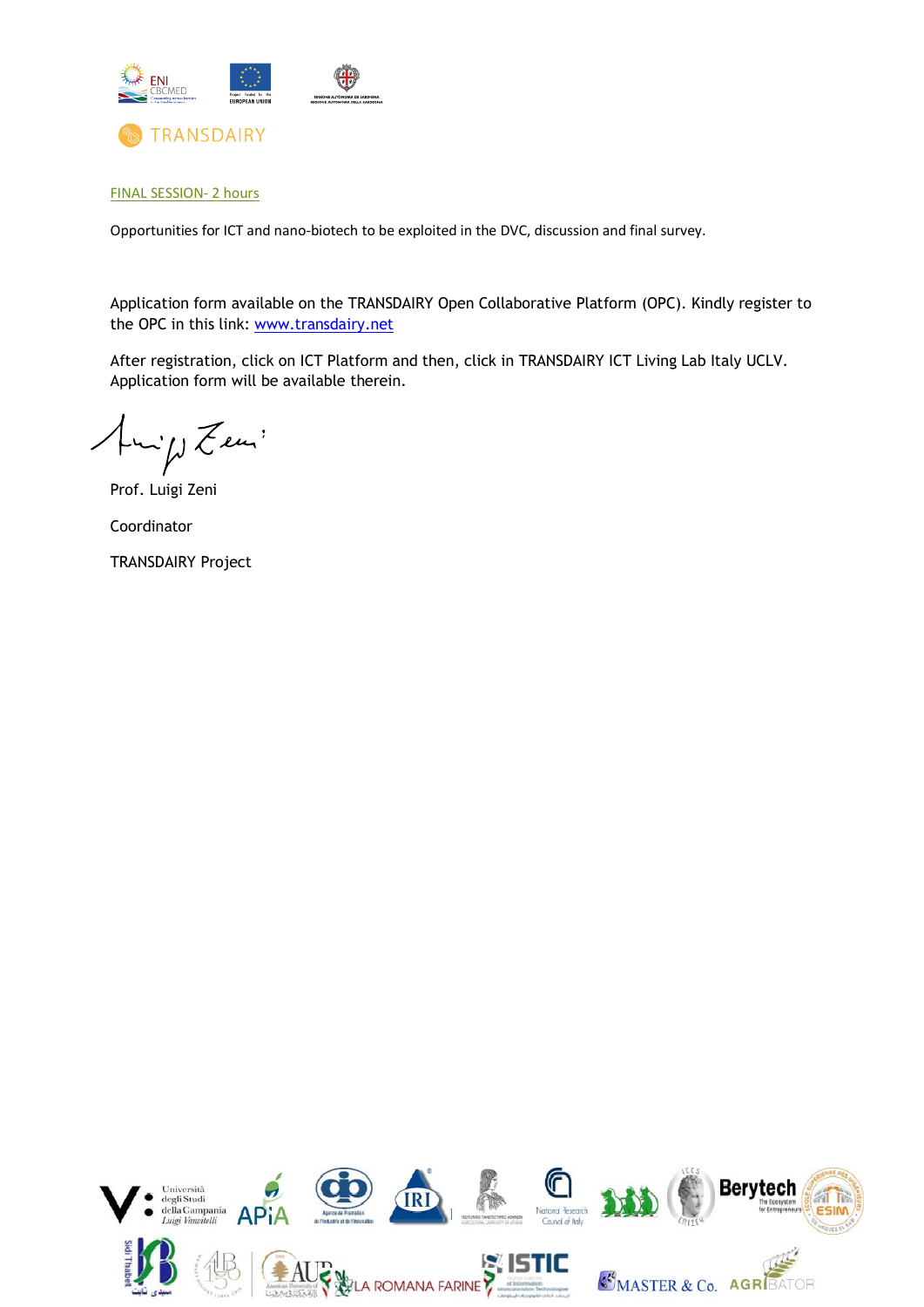FINAL SESSION- 2 hours

Opportunities for ICT and nano-biotech to be exploited in the DVC, discussion and final survey.

Application form available on the TRANSDAIRY Open Collaborative Platform (OPC). Kindly register to the OPC in this link: [www.transdairy.net](http://www.transdairy.net)

After registration, click on ICT Platform and then, click in TRANSDAIRY ICT Living Lab Italy UCLV. Application form will be available therein.

Prof. Luigi Zeni

Coordinator

TRANSDAIRY Project